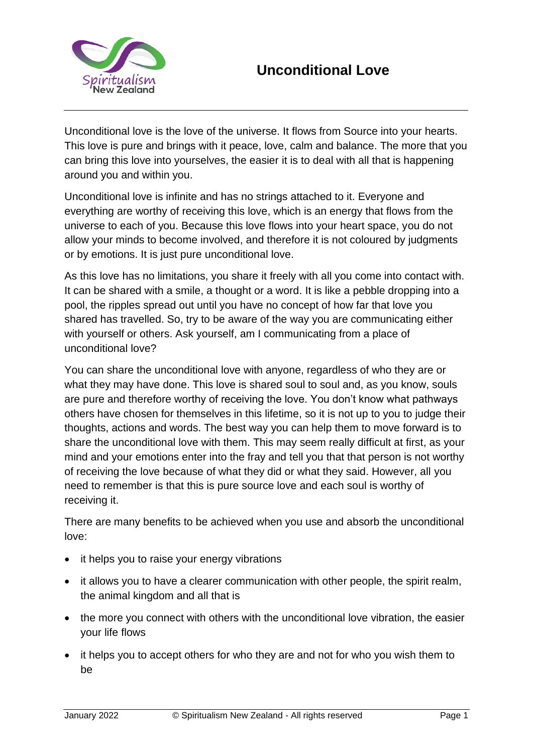# Unconditional Love

Unconditional love is the love of the universe. It flows from Source into your hearts. This love is pure and brings with it peace, love, calm and balance. The more that you can bring this love into yourselves, the easier it is to deal with all that is happening around you and within you.

Unconditional love is infinite and has no strings attached to it. Everyone and everything are worthy of receiving this love, which is an energy that flows from the universe to each of you. Because this love flows into your heart space, you do not allow your minds to become involved, and therefore it is not coloured by judgments or by emotions. It is just pure unconditional love.

As this love has no limitations, you share it freely with all you come into contact with. It can be shared with a smile, a thought or a word. It is like a pebble dropping into a pool, the ripples spread out until you have no concept of how far that love you shared has travelled. So, try to be aware of the way you are communicating either with yourself or others. Ask yourself, am I communicating from a place of unconditional love?

You can share the unconditional love with anyone, regardless of who they are or what they may have done. This love is shared soul to soul and, as you know, souls are pure and therefore worthy of receiving the love. You don't know what pathways others have chosen for themselves in this lifetime, so it is not up to you to judge their thoughts, actions and words. The best way you can help them to move forward is to share the unconditional love with them. This may seem really difficult at first, as your mind and your emotions enter into the fray and tell you that that person is not worthy of receiving the love because of what they did or what they said. However, all you need to remember is that this is pure source love and each soul is worthy of receiving it.

There are many benefits to be achieved when you use and absorb the unconditional love:

- it helps you to raise your energy vibrations
- it allows you to have a clearer communication with other people, the spirit realm, the animal kingdom and all that is
- the more you connect with others with the unconditional love vibration, the easier your life flows
- it helps you to accept others for who they are and not for who you wish them to be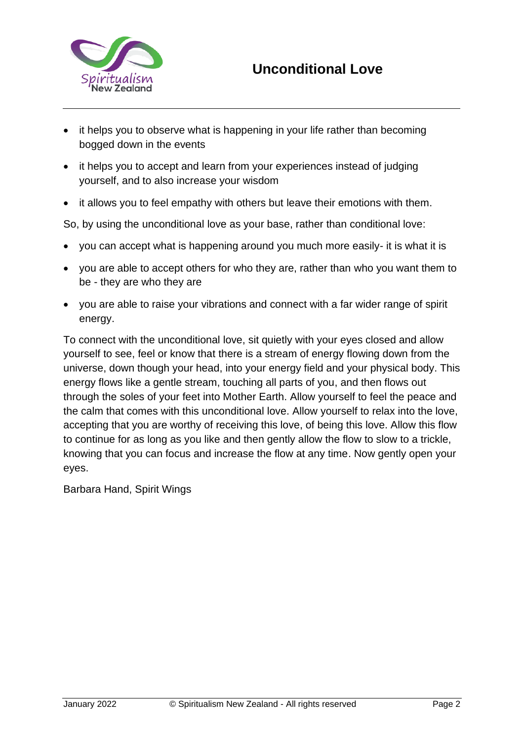# Unconditional Love

- it helps you to observe what is happening in your life rather than becoming bogged down in the events
- it helps you to accept and learn from your experiences instead of judging yourself, and to also increase your wisdom
- it allows you to feel empathy with others but leave their emotions with them.

So, by using the unconditional love as your base, rather than conditional love:

- you can accept what is happening around you much more easily- it is what it is
- you are able to accept others for who they are, rather than who you want them to be - they are who they are
- you are able to raise your vibrations and connect with a far wider range of spirit energy.

To connect with the unconditional love, sit quietly with your eyes closed and allow yourself to see, feel or know that there is a stream of energy flowing down from the universe, down though your head, into your energy field and your physical body. This energy flows like a gentle stream, touching all parts of you, and then flows out through the soles of your feet into Mother Earth. Allow yourself to feel the peace and the calm that comes with this unconditional love. Allow yourself to relax into the love, accepting that you are worthy of receiving this love, of being this love. Allow this flow to continue for as long as you like and then gently allow the flow to slow to a trickle, knowing that you can focus and increase the flow at any time. Now gently open your eyes.

Barbara Hand, Spirit Wings